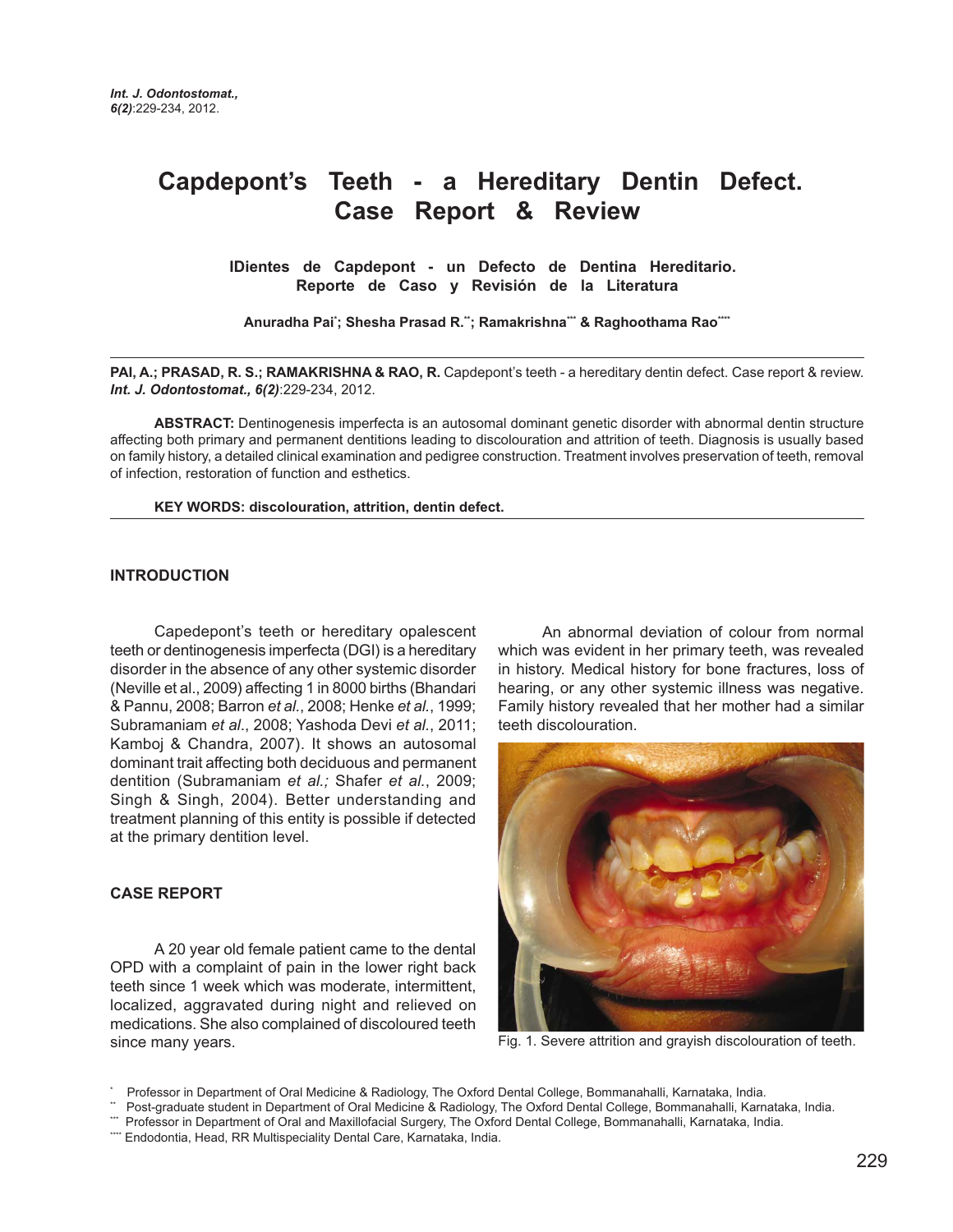# Capdepont's Teeth - a Hereditary Dentin Defect. Case Report & Review

**IDientes de Capdepont - un Defecto de Dentina Hereditario. Reporte de Caso y Revisión de la Literatura**

**Anuradha Pai[*]; Shesha Prasad R.[**]; Ramakrishna[***] & Raghoothama Rao[****]**

**PAI, A.; PRASAD, R. S.; RAMAKRISHNA & RAO, R.** Capdepont's teeth - a hereditary dentin defect. Case report & review. ***Int. J. Odontostomat., 6(2)***:229-234, 2012.

**ABSTRACT:** Dentinogenesis imperfecta is an autosomal dominant genetic disorder with abnormal dentin structure affecting both primary and permanent dentitions leading to discolouration and attrition of teeth. Diagnosis is usually based on family history, a detailed clinical examination and pedigree construction. Treatment involves preservation of teeth, removal of infection, restoration of function and esthetics.

**KEY WORDS: discolouration, attrition, dentin defect.**

## INTRODUCTION

Capedepont's teeth or hereditary opalescent teeth or dentinogenesis imperfecta (DGI) is a hereditary disorder in the absence of any other systemic disorder (Neville et al., 2009) affecting 1 in 8000 births (Bhandari & Pannu, 2008; Barron *et al*., 2008; Henke *et al*., 1999; Subramaniam *et al*., 2008; Yashoda Devi *et al*., 2011; Kamboj & Chandra, 2007). It shows an autosomal dominant trait affecting both deciduous and permanent dentition (Subramaniam *et al.;* Shafer *et al*., 2009; Singh & Singh, 2004). Better understanding and treatment planning of this entity is possible if detected at the primary dentition level.

## CASE REPORT

A 20 year old female patient came to the dental OPD with a complaint of pain in the lower right back teeth since 1 week which was moderate, intermittent, localized, aggravated during night and relieved on medications. She also complained of discoloured teeth since many years.

An abnormal deviation of colour from normal which was evident in her primary teeth, was revealed in history. Medical history for bone fractures, loss of hearing, or any other systemic illness was negative. Family history revealed that her mother had a similar teeth discolouration.

Fig. 1. Severe attrition and grayish discolouration of teeth.

[*] Professor in Department of Oral Medicine & Radiology, The Oxford Dental College, Bommanahalli, Karnataka, India.
[**] Post-graduate student in Department of Oral Medicine & Radiology, The Oxford Dental College, Bommanahalli, Karnataka, India.
[***] Professor in Department of Oral and Maxillofacial Surgery, The Oxford Dental College, Bommanahalli, Karnataka, India.
[****] Endodontia, Head, RR Multispeciality Dental Care, Karnataka, India.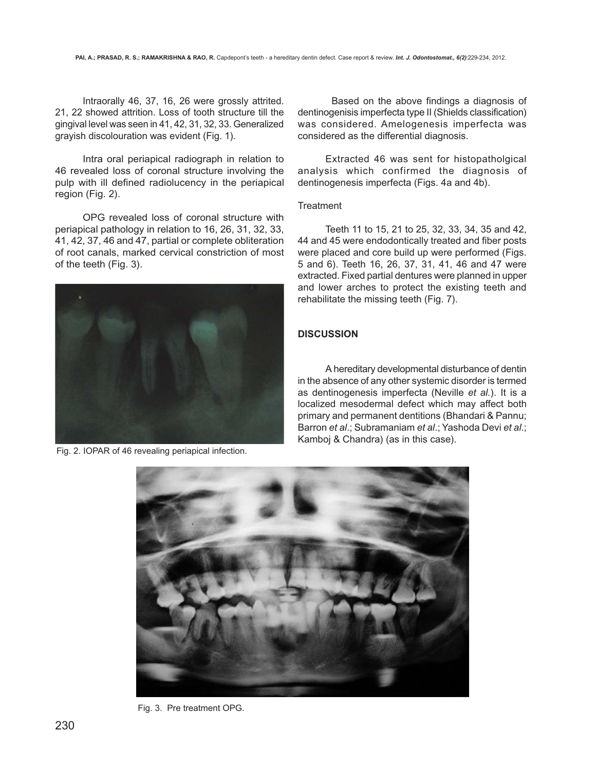Intraorally 46, 37, 16, 26 were grossly attrited. 21, 22 showed attrition. Loss of tooth structure till the gingival level was seen in 41, 42, 31, 32, 33. Generalized grayish discolouration was evident (Fig. 1).

Intra oral periapical radiograph in relation to 46 revealed loss of coronal structure involving the pulp with ill defined radiolucency in the periapical region (Fig. 2).

OPG revealed loss of coronal structure with periapical pathology in relation to 16, 26, 31, 32, 33, 41, 42, 37, 46 and 47, partial or complete obliteration of root canals, marked cervical constriction of most of the teeth (Fig. 3).

Fig. 2. IOPAR of 46 revealing periapical infection.

Based on the above findings a diagnosis of dentinogenisis imperfecta type II (Shields classification) was considered. Amelogenesis imperfecta was considered as the differential diagnosis.

Extracted 46 was sent for histopatholgical analysis which confirmed the diagnosis of dentinogenesis imperfecta (Figs. 4a and 4b).

Treatment

Teeth 11 to 15, 21 to 25, 32, 33, 34, 35 and 42, 44 and 45 were endodontically treated and fiber posts were placed and core build up were performed (Figs. 5 and 6). Teeth 16, 26, 37, 31, 41, 46 and 47 were extracted. Fixed partial dentures were planned in upper and lower arches to protect the existing teeth and rehabilitate the missing teeth (Fig. 7).

## DISCUSSION

A hereditary developmental disturbance of dentin in the absence of any other systemic disorder is termed as dentinogenesis imperfecta (Neville *et al.*). It is a localized mesodermal defect which may affect both primary and permanent dentitions (Bhandari & Pannu; Barron *et al*.; Subramaniam *et al*.; Yashoda Devi *et al*.; Kamboj & Chandra) (as in this case).

Fig. 3. Pre treatment OPG.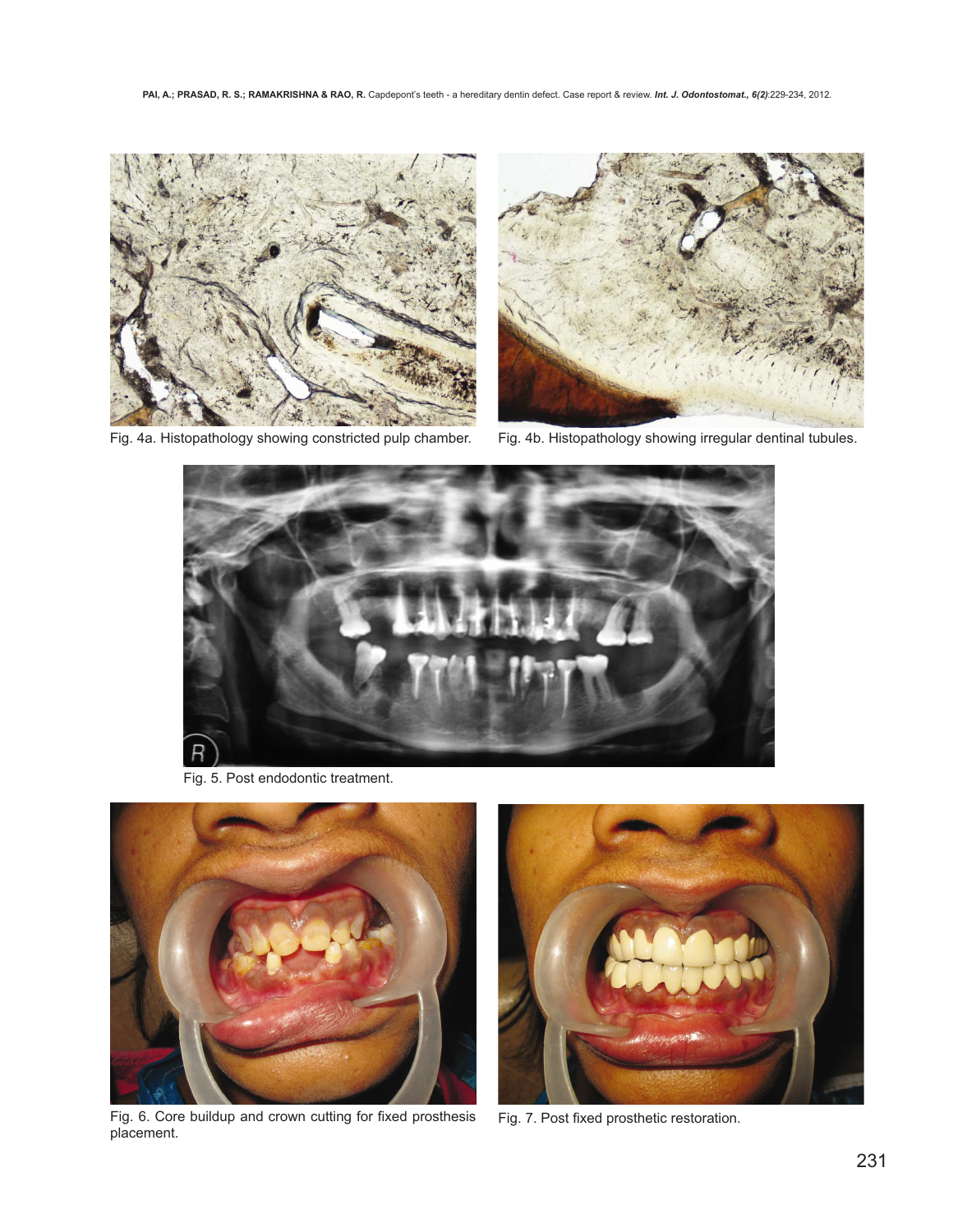Fig. 4a. Histopathology showing constricted pulp chamber.

Fig. 4b. Histopathology showing irregular dentinal tubules.

Fig. 5. Post endodontic treatment.

Fig. 6. Core buildup and crown cutting for fixed prosthesis placement.

Fig. 7. Post fixed prosthetic restoration.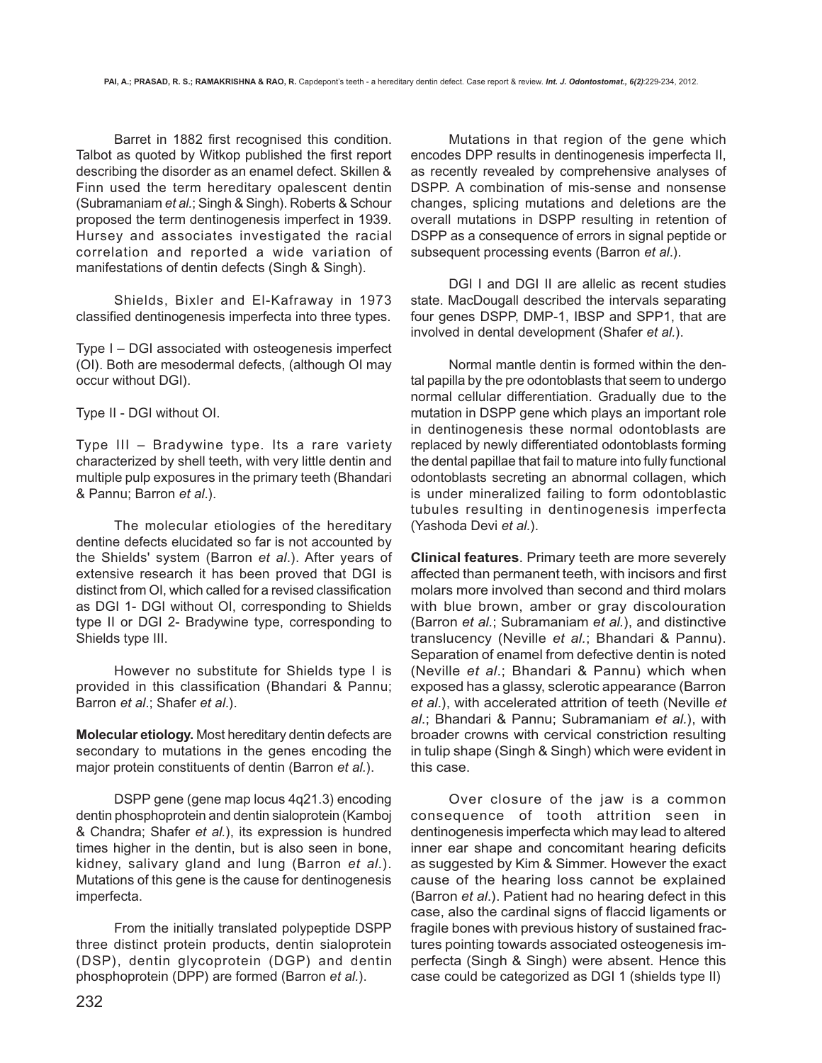Barret in 1882 first recognised this condition. Talbot as quoted by Witkop published the first report describing the disorder as an enamel defect. Skillen & Finn used the term hereditary opalescent dentin (Subramaniam *et al.*; Singh & Singh). Roberts & Schour proposed the term dentinogenesis imperfect in 1939. Hursey and associates investigated the racial correlation and reported a wide variation of manifestations of dentin defects (Singh & Singh).

Shields, Bixler and El-Kafraway in 1973 classified dentinogenesis imperfecta into three types.

Type I – DGI associated with osteogenesis imperfect (OI). Both are mesodermal defects, (although OI may occur without DGI).

Type II - DGI without OI.

Type III – Bradywine type. Its a rare variety characterized by shell teeth, with very little dentin and multiple pulp exposures in the primary teeth (Bhandari & Pannu; Barron *et al*.).

The molecular etiologies of the hereditary dentine defects elucidated so far is not accounted by the Shields' system (Barron *et al*.). After years of extensive research it has been proved that DGI is distinct from OI, which called for a revised classification as DGI 1- DGI without OI, corresponding to Shields type II or DGI 2- Bradywine type, corresponding to Shields type III.

However no substitute for Shields type I is provided in this classification (Bhandari & Pannu; Barron *et al*.; Shafer *et al*.).

**Molecular etiology.** Most hereditary dentin defects are secondary to mutations in the genes encoding the major protein constituents of dentin (Barron *et al.*).

DSPP gene (gene map locus 4q21.3) encoding dentin phosphoprotein and dentin sialoprotein (Kamboj & Chandra; Shafer *et al.*), its expression is hundred times higher in the dentin, but is also seen in bone, kidney, salivary gland and lung (Barron *et al*.). Mutations of this gene is the cause for dentinogenesis imperfecta.

From the initially translated polypeptide DSPP three distinct protein products, dentin sialoprotein (DSP), dentin glycoprotein (DGP) and dentin phosphoprotein (DPP) are formed (Barron *et al.*).

Mutations in that region of the gene which encodes DPP results in dentinogenesis imperfecta II, as recently revealed by comprehensive analyses of DSPP. A combination of mis-sense and nonsense changes, splicing mutations and deletions are the overall mutations in DSPP resulting in retention of DSPP as a consequence of errors in signal peptide or subsequent processing events (Barron *et al*.).

DGI I and DGI II are allelic as recent studies state. MacDougall described the intervals separating four genes DSPP, DMP-1, IBSP and SPP1, that are involved in dental development (Shafer *et al.*).

Normal mantle dentin is formed within the dental papilla by the pre odontoblasts that seem to undergo normal cellular differentiation. Gradually due to the mutation in DSPP gene which plays an important role in dentinogenesis these normal odontoblasts are replaced by newly differentiated odontoblasts forming the dental papillae that fail to mature into fully functional odontoblasts secreting an abnormal collagen, which is under mineralized failing to form odontoblastic tubules resulting in dentinogenesis imperfecta (Yashoda Devi *et al.*).

**Clinical features**. Primary teeth are more severely affected than permanent teeth, with incisors and first molars more involved than second and third molars with blue brown, amber or gray discolouration (Barron *et al.*; Subramaniam *et al.*), and distinctive translucency (Neville *et al.*; Bhandari & Pannu). Separation of enamel from defective dentin is noted (Neville *et al*.; Bhandari & Pannu) which when exposed has a glassy, sclerotic appearance (Barron *et al*.), with accelerated attrition of teeth (Neville *et al*.; Bhandari & Pannu; Subramaniam *et al.*), with broader crowns with cervical constriction resulting in tulip shape (Singh & Singh) which were evident in this case.

Over closure of the jaw is a common consequence of tooth attrition seen in dentinogenesis imperfecta which may lead to altered inner ear shape and concomitant hearing deficits as suggested by Kim & Simmer. However the exact cause of the hearing loss cannot be explained (Barron *et al*.). Patient had no hearing defect in this case, also the cardinal signs of flaccid ligaments or fragile bones with previous history of sustained fractures pointing towards associated osteogenesis imperfecta (Singh & Singh) were absent. Hence this case could be categorized as DGI 1 (shields type II)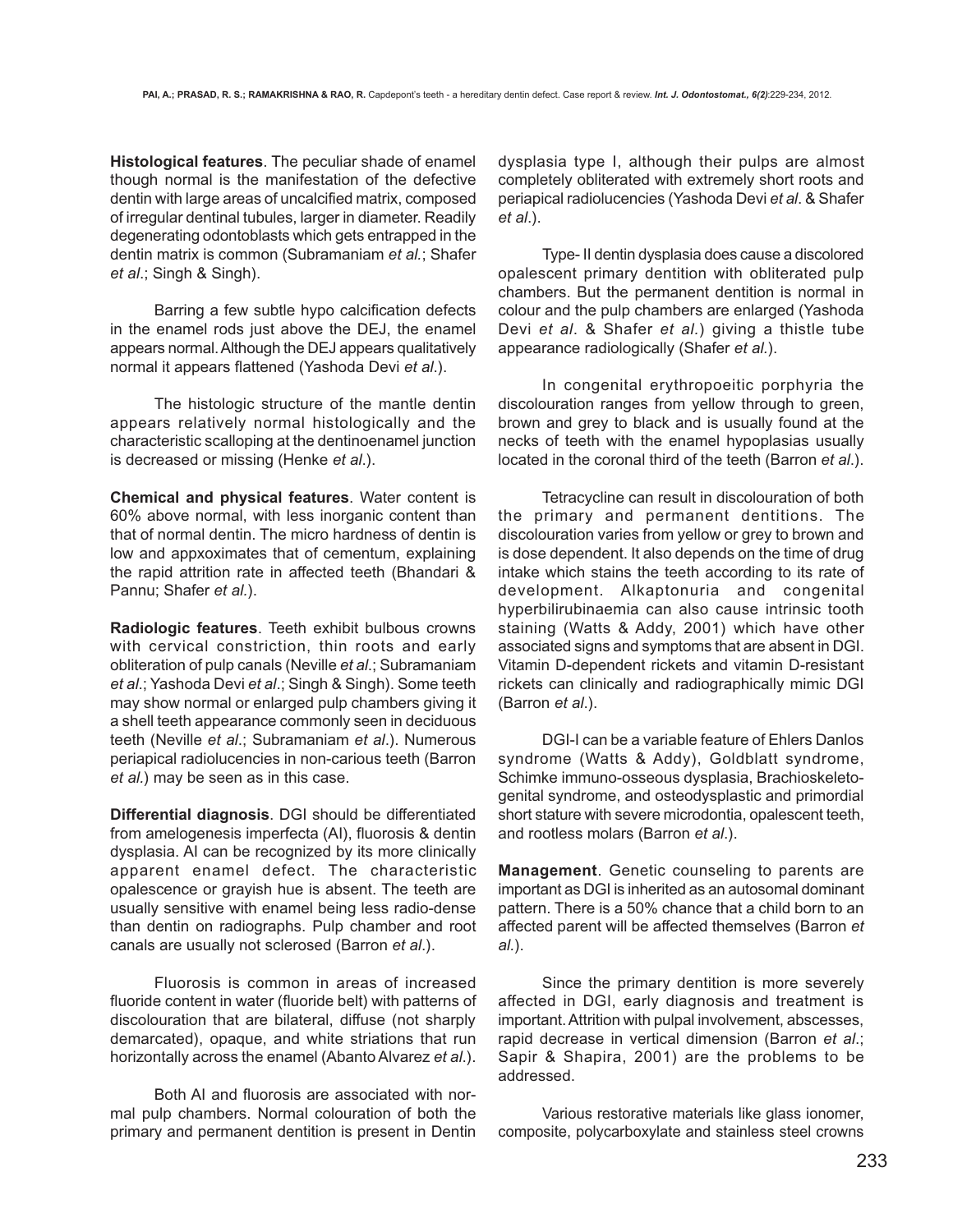**Histological features**. The peculiar shade of enamel though normal is the manifestation of the defective dentin with large areas of uncalcified matrix, composed of irregular dentinal tubules, larger in diameter. Readily degenerating odontoblasts which gets entrapped in the dentin matrix is common (Subramaniam *et al.*; Shafer *et al*.; Singh & Singh).

Barring a few subtle hypo calcification defects in the enamel rods just above the DEJ, the enamel appears normal. Although the DEJ appears qualitatively normal it appears flattened (Yashoda Devi *et al*.).

The histologic structure of the mantle dentin appears relatively normal histologically and the characteristic scalloping at the dentinoenamel junction is decreased or missing (Henke *et al*.).

**Chemical and physical features**. Water content is 60% above normal, with less inorganic content than that of normal dentin. The micro hardness of dentin is low and appxoximates that of cementum, explaining the rapid attrition rate in affected teeth (Bhandari & Pannu; Shafer *et al*.).

**Radiologic features**. Teeth exhibit bulbous crowns with cervical constriction, thin roots and early obliteration of pulp canals (Neville *et al*.; Subramaniam *et al*.; Yashoda Devi *et al*.; Singh & Singh). Some teeth may show normal or enlarged pulp chambers giving it a shell teeth appearance commonly seen in deciduous teeth (Neville *et al*.; Subramaniam *et al*.). Numerous periapical radiolucencies in non-carious teeth (Barron *et al.*) may be seen as in this case.

**Differential diagnosis**. DGI should be differentiated from amelogenesis imperfecta (AI), fluorosis & dentin dysplasia. AI can be recognized by its more clinically apparent enamel defect. The characteristic opalescence or grayish hue is absent. The teeth are usually sensitive with enamel being less radio-dense than dentin on radiographs. Pulp chamber and root canals are usually not sclerosed (Barron *et al*.).

Fluorosis is common in areas of increased fluoride content in water (fluoride belt) with patterns of discolouration that are bilateral, diffuse (not sharply demarcated), opaque, and white striations that run horizontally across the enamel (Abanto Alvarez *et al*.).

Both AI and fluorosis are associated with normal pulp chambers. Normal colouration of both the primary and permanent dentition is present in Dentin dysplasia type I, although their pulps are almost completely obliterated with extremely short roots and periapical radiolucencies (Yashoda Devi *et al*. & Shafer *et al*.).

Type- II dentin dysplasia does cause a discolored opalescent primary dentition with obliterated pulp chambers. But the permanent dentition is normal in colour and the pulp chambers are enlarged (Yashoda Devi *et al*. & Shafer *et al*.) giving a thistle tube appearance radiologically (Shafer *et al*.).

In congenital erythropoeitic porphyria the discolouration ranges from yellow through to green, brown and grey to black and is usually found at the necks of teeth with the enamel hypoplasias usually located in the coronal third of the teeth (Barron *et al*.).

Tetracycline can result in discolouration of both the primary and permanent dentitions. The discolouration varies from yellow or grey to brown and is dose dependent. It also depends on the time of drug intake which stains the teeth according to its rate of development. Alkaptonuria and congenital hyperbilirubinaemia can also cause intrinsic tooth staining (Watts & Addy, 2001) which have other associated signs and symptoms that are absent in DGI. Vitamin D-dependent rickets and vitamin D-resistant rickets can clinically and radiographically mimic DGI (Barron *et al*.).

DGI-I can be a variable feature of Ehlers Danlos syndrome (Watts & Addy), Goldblatt syndrome, Schimke immuno-osseous dysplasia, Brachioskeleto-genital syndrome, and osteodysplastic and primordial short stature with severe microdontia, opalescent teeth, and rootless molars (Barron *et al*.).

**Management**. Genetic counseling to parents are important as DGI is inherited as an autosomal dominant pattern. There is a 50% chance that a child born to an affected parent will be affected themselves (Barron *et al.*).

Since the primary dentition is more severely affected in DGI, early diagnosis and treatment is important. Attrition with pulpal involvement, abscesses, rapid decrease in vertical dimension (Barron *et al*.; Sapir & Shapira, 2001) are the problems to be addressed.

Various restorative materials like glass ionomer, composite, polycarboxylate and stainless steel crowns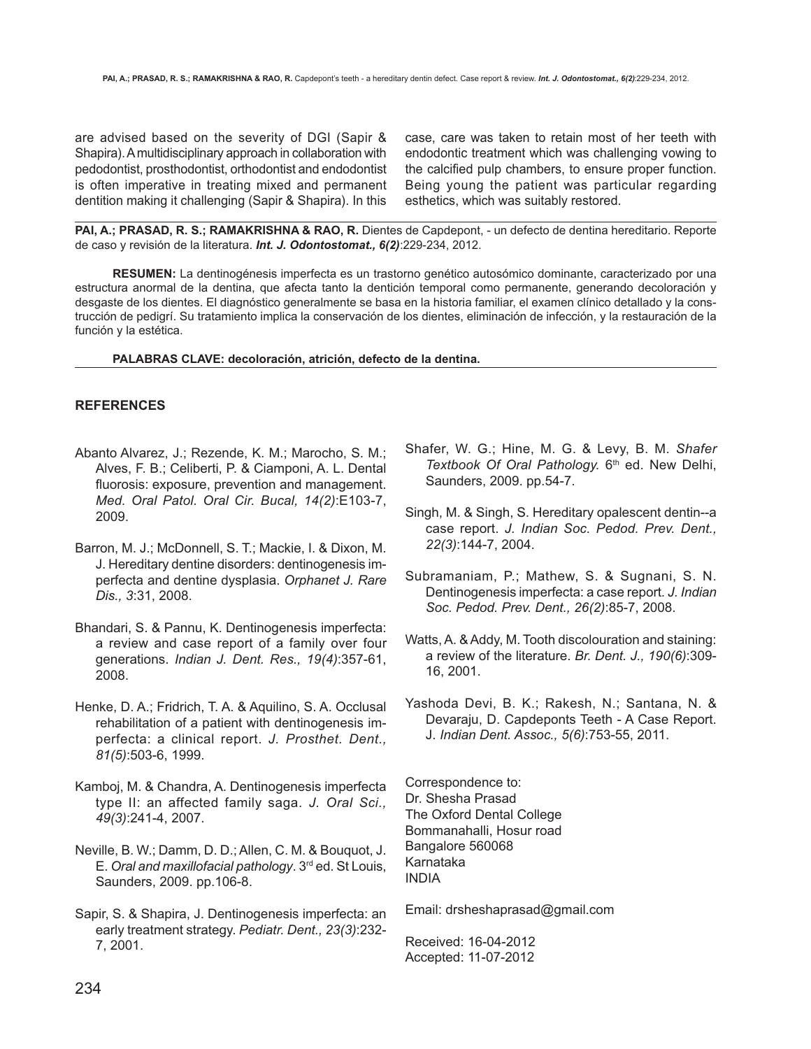are advised based on the severity of DGI (Sapir & Shapira). A multidisciplinary approach in collaboration with pedodontist, prosthodontist, orthodontist and endodontist is often imperative in treating mixed and permanent dentition making it challenging (Sapir & Shapira). In this case, care was taken to retain most of her teeth with endodontic treatment which was challenging vowing to the calcified pulp chambers, to ensure proper function. Being young the patient was particular regarding esthetics, which was suitably restored.

---

**PAI, A.; PRASAD, R. S.; RAMAKRISHNA & RAO, R.** Dientes de Capdepont, - un defecto de dentina hereditario. Reporte de caso y revisión de la literatura. ***Int. J. Odontostomat., 6(2)***:229-234, 2012.

**RESUMEN:** La dentinogénesis imperfecta es un trastorno genético autosómico dominante, caracterizado por una estructura anormal de la dentina, que afecta tanto la dentición temporal como permanente, generando decoloración y desgaste de los dientes. El diagnóstico generalmente se basa en la historia familiar, el examen clínico detallado y la construcción de pedigrí. Su tratamiento implica la conservación de los dientes, eliminación de infección, y la restauración de la función y la estética.

**PALABRAS CLAVE: decoloración, atrición, defecto de la dentina.**

---

## REFERENCES

Abanto Alvarez, J.; Rezende, K. M.; Marocho, S. M.; Alves, F. B.; Celiberti, P. & Ciamponi, A. L. Dental fluorosis: exposure, prevention and management. *Med. Oral Patol. Oral Cir. Bucal, 14(2)*:E103-7, 2009.

Barron, M. J.; McDonnell, S. T.; Mackie, I. & Dixon, M. J. Hereditary dentine disorders: dentinogenesis imperfecta and dentine dysplasia. *Orphanet J. Rare Dis., 3*:31, 2008.

Bhandari, S. & Pannu, K. Dentinogenesis imperfecta: a review and case report of a family over four generations. *Indian J. Dent. Res., 19(4)*:357-61, 2008.

Henke, D. A.; Fridrich, T. A. & Aquilino, S. A. Occlusal rehabilitation of a patient with dentinogenesis imperfecta: a clinical report. *J. Prosthet. Dent., 81(5)*:503-6, 1999.

Kamboj, M. & Chandra, A. Dentinogenesis imperfecta type II: an affected family saga. *J. Oral Sci., 49(3)*:241-4, 2007.

Neville, B. W.; Damm, D. D.; Allen, C. M. & Bouquot, J. E. *Oral and maxillofacial pathology*. 3rd ed. St Louis, Saunders, 2009. pp.106-8.

Sapir, S. & Shapira, J. Dentinogenesis imperfecta: an early treatment strategy. *Pediatr. Dent., 23(3)*:232-7, 2001.

Shafer, W. G.; Hine, M. G. & Levy, B. M. *Shafer Textbook Of Oral Pathology.* 6th ed. New Delhi, Saunders, 2009. pp.54-7.

Singh, M. & Singh, S. Hereditary opalescent dentin--a case report. *J. Indian Soc. Pedod. Prev. Dent., 22(3)*:144-7, 2004.

Subramaniam, P.; Mathew, S. & Sugnani, S. N. Dentinogenesis imperfecta: a case report. *J. Indian Soc. Pedod. Prev. Dent., 26(2)*:85-7, 2008.

Watts, A. & Addy, M. Tooth discolouration and staining: a review of the literature. *Br. Dent. J., 190(6)*:309-16, 2001.

Yashoda Devi, B. K.; Rakesh, N.; Santana, N. & Devaraju, D. Capdeponts Teeth - A Case Report. J. *Indian Dent. Assoc., 5(6)*:753-55, 2011.

Correspondence to:
Dr. Shesha Prasad
The Oxford Dental College
Bommanahalli, Hosur road
Bangalore 560068
Karnataka
INDIA

Email: drsheshaprasad@gmail.com

Received: 16-04-2012
Accepted: 11-07-2012